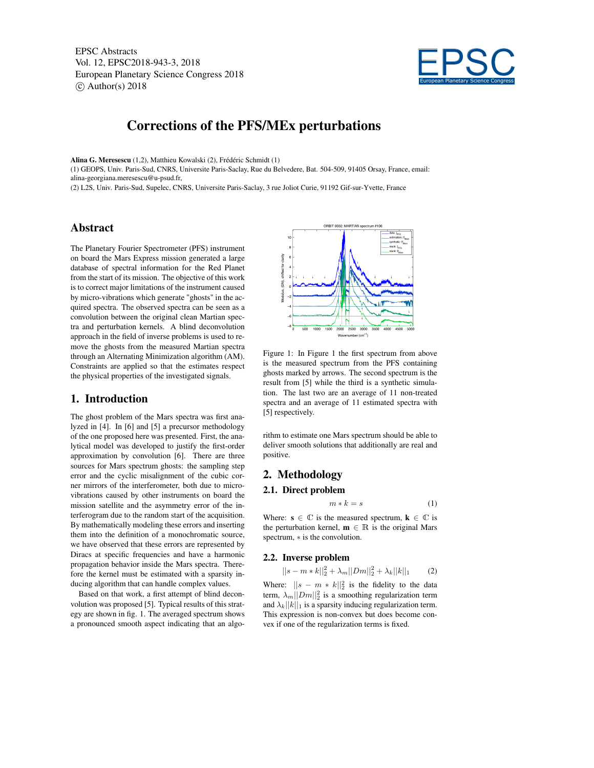# Corrections of the PFS/MEx perturbations

**Alina G. Meresescu** (1,2), Matthieu Kowalski (2), Frédéric Schmidt (1)

(1) GEOPS, Univ. Paris-Sud, CNRS, Universite Paris-Saclay, Rue du Belvedere, Bat. 504-509, 91405 Orsay, France, email: alina-georgiana.meresescu@u-psud.fr,

(2) L2S, Univ. Paris-Sud, Supelec, CNRS, Universite Paris-Saclay, 3 rue Joliot Curie, 91192 Gif-sur-Yvette, France

## Abstract

The Planetary Fourier Spectrometer (PFS) instrument on board the Mars Express mission generated a large database of spectral information for the Red Planet from the start of its mission. The objective of this work is to correct major limitations of the instrument caused by micro-vibrations which generate "ghosts" in the acquired spectra. The observed spectra can be seen as a convolution between the original clean Martian spectra and perturbation kernels. A blind deconvolution approach in the field of inverse problems is used to remove the ghosts from the measured Martian spectra through an Alternating Minimization algorithm (AM). Constraints are applied so that the estimates respect the physical properties of the investigated signals.

## 1. Introduction

The ghost problem of the Mars spectra was first analyzed in [4]. In [6] and [5] a precursor methodology of the one proposed here was presented. First, the analytical model was developed to justify the first-order approximation by convolution [6]. There are three sources for Mars spectrum ghosts: the sampling step error and the cyclic misalignment of the cubic corner mirrors of the interferometer, both due to micro-vibrations caused by other instruments on board the mission satellite and the asymmetry error of the interferogram due to the random start of the acquisition. By mathematically modeling these errors and inserting them into the definition of a monochromatic source, we have observed that these errors are represented by Diracs at specific frequencies and have a harmonic propagation behavior inside the Mars spectra. Therefore the kernel must be estimated with a sparsity inducing algorithm that can handle complex values.

Based on that work, a first attempt of blind deconvolution was proposed [5]. Typical results of this strategy are shown in fig. 1. The averaged spectrum shows a pronounced smooth aspect indicating that an algorithm to estimate one Mars spectrum should be able to deliver smooth solutions that additionally are real and positive.

Figure 1: In Figure 1 the first spectrum from above is the measured spectrum from the PFS containing ghosts marked by arrows. The second spectrum is the result from [5] while the third is a synthetic simulation. The last two are an average of 11 non-treated spectra and an average of 11 estimated spectra with [5] respectively.

## 2. Methodology

### 2.1. Direct problem

$$m * k = s \tag{1}$$

Where: $\mathbf{s} \in \mathbb{C}$ is the measured spectrum, $\mathbf{k} \in \mathbb{C}$ is the perturbation kernel, $\mathbf{m} \in \mathbb{R}$ is the original Mars spectrum, $*$ is the convolution.

### 2.2. Inverse problem

$$||s - m * k||_2^2 + \lambda_m ||Dm||_2^2 + \lambda_k ||k||_1 \tag{2}$$

Where: $||s - m * k||_2^2$ is the fidelity to the data term, $\lambda_m ||Dm||_2^2$ is a smoothing regularization term and $\lambda_k ||k||_1$ is a sparsity inducing regularization term. This expression is non-convex but does become convex if one of the regularization terms is fixed.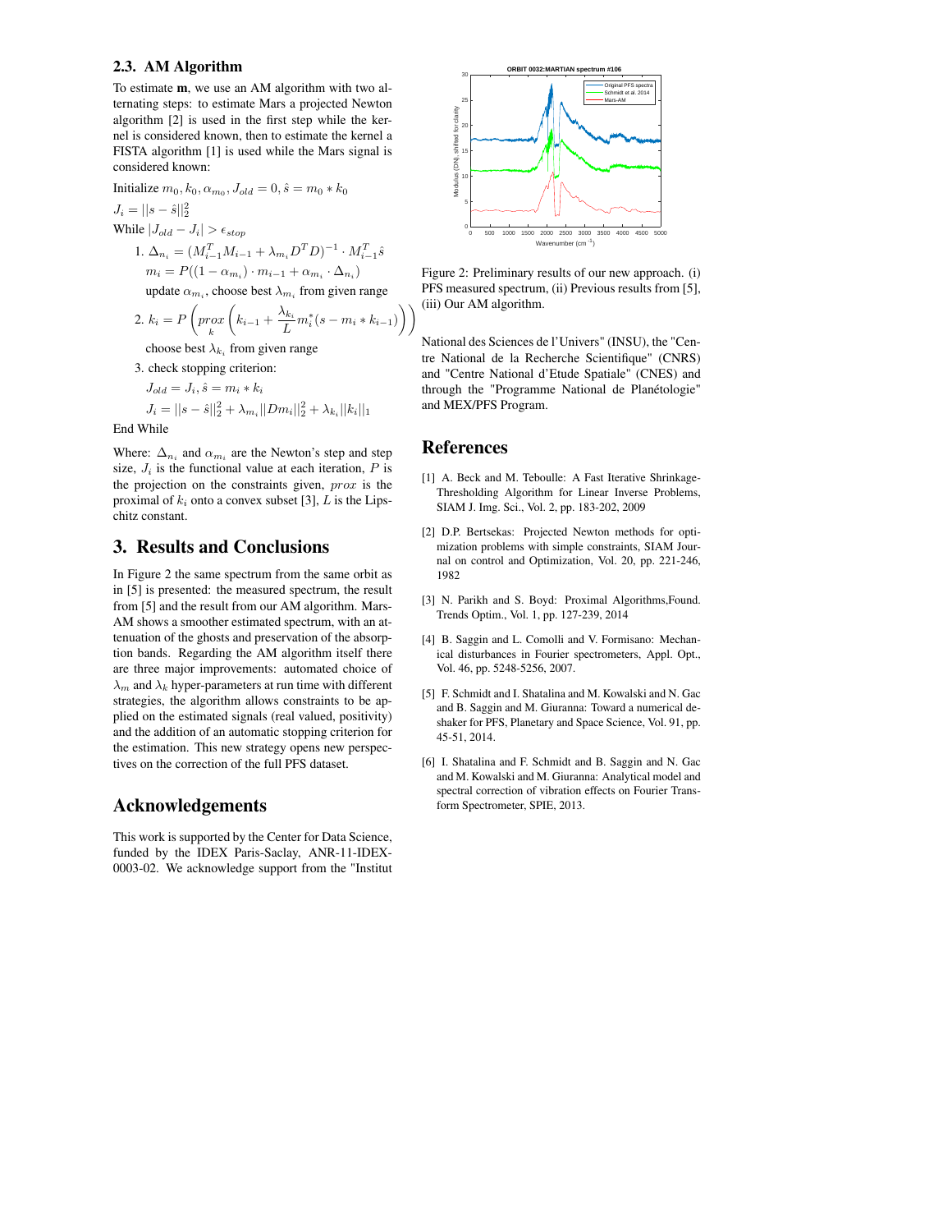### 2.3. AM Algorithm

To estimate **m**, we use an AM algorithm with two alternating steps: to estimate Mars a projected Newton algorithm [2] is used in the first step while the kernel is considered known, then to estimate the kernel a FISTA algorithm [1] is used while the Mars signal is considered known:

Initialize $m_0, k_0, \alpha_{m_0}, J_{old} = 0, \hat{s} = m_0 * k_0$

$J_i = ||s - \hat{s}||_2^2$

While $|J_{old} - J_i| > \epsilon_{stop}$

1. $\Delta_{n_i} = (M_{i-1}^T M_{i-1} + \lambda_{m_i} D^T D)^{-1} \cdot M_{i-1}^T \hat{s}$

   $m_i = P((1 - \alpha_{m_i}) \cdot m_{i-1} + \alpha_{m_i} \cdot \Delta_{n_i})$

   update $\alpha_{m_i}$, choose best $\lambda_{m_i}$ from given range

2. $k_i = P\left(\underset{k}{prox}\left(k_{i-1} + \frac{\lambda_{k_i}}{L} m_i^* (s - m_i * k_{i-1})\right)\right)$

   choose best $\lambda_{k_i}$ from given range

3. check stopping criterion:

   $J_{old} = J_i, \hat{s} = m_i * k_i$

   $J_i = ||s - \hat{s}||_2^2 + \lambda_{m_i} ||Dm_i||_2^2 + \lambda_{k_i} ||k_i||_1$

End While

Where: $\Delta_{n_i}$ and $\alpha_{m_i}$ are the Newton's step and step size, $J_i$ is the functional value at each iteration, $P$ is the projection on the constraints given, $prox$ is the proximal of $k_i$ onto a convex subset [3], $L$ is the Lipschitz constant.

## 3. Results and Conclusions

In Figure 2 the same spectrum from the same orbit as in [5] is presented: the measured spectrum, the result from [5] and the result from our AM algorithm. Mars-AM shows a smoother estimated spectrum, with an attenuation of the ghosts and preservation of the absorption bands. Regarding the AM algorithm itself there are three major improvements: automated choice of $\lambda_m$ and $\lambda_k$ hyper-parameters at run time with different strategies, the algorithm allows constraints to be applied on the estimated signals (real valued, positivity) and the addition of an automatic stopping criterion for the estimation. This new strategy opens new perspectives on the correction of the full PFS dataset.

ORBIT 0032:MARTIAN spectrum #106

Original PFS spectra
Schmidt et al. 2014
Mars-AM

Modulus (DN), shifted for clarity

Wavenumber (cm$^{-1}$)

Figure 2: Preliminary results of our new approach. (i) PFS measured spectrum, (ii) Previous results from [5], (iii) Our AM algorithm.

## Acknowledgements

This work is supported by the Center for Data Science, funded by the IDEX Paris-Saclay, ANR-11-IDEX-0003-02. We acknowledge support from the "Institut National des Sciences de l'Univers" (INSU), the "Centre National de la Recherche Scientifique" (CNRS) and "Centre National d'Etude Spatiale" (CNES) and through the "Programme National de Planétologie" and MEX/PFS Program.

## References

[1] A. Beck and M. Teboulle: A Fast Iterative Shrinkage-Thresholding Algorithm for Linear Inverse Problems, SIAM J. Img. Sci., Vol. 2, pp. 183-202, 2009

[2] D.P. Bertsekas: Projected Newton methods for optimization problems with simple constraints, SIAM Journal on control and Optimization, Vol. 20, pp. 221-246, 1982

[3] N. Parikh and S. Boyd: Proximal Algorithms,Found. Trends Optim., Vol. 1, pp. 127-239, 2014

[4] B. Saggin and L. Comolli and V. Formisano: Mechanical disturbances in Fourier spectrometers, Appl. Opt., Vol. 46, pp. 5248-5256, 2007.

[5] F. Schmidt and I. Shatalina and M. Kowalski and N. Gac and B. Saggin and M. Giuranna: Toward a numerical deshaker for PFS, Planetary and Space Science, Vol. 91, pp. 45-51, 2014.

[6] I. Shatalina and F. Schmidt and B. Saggin and N. Gac and M. Kowalski and M. Giuranna: Analytical model and spectral correction of vibration effects on Fourier Transform Spectrometer, SPIE, 2013.